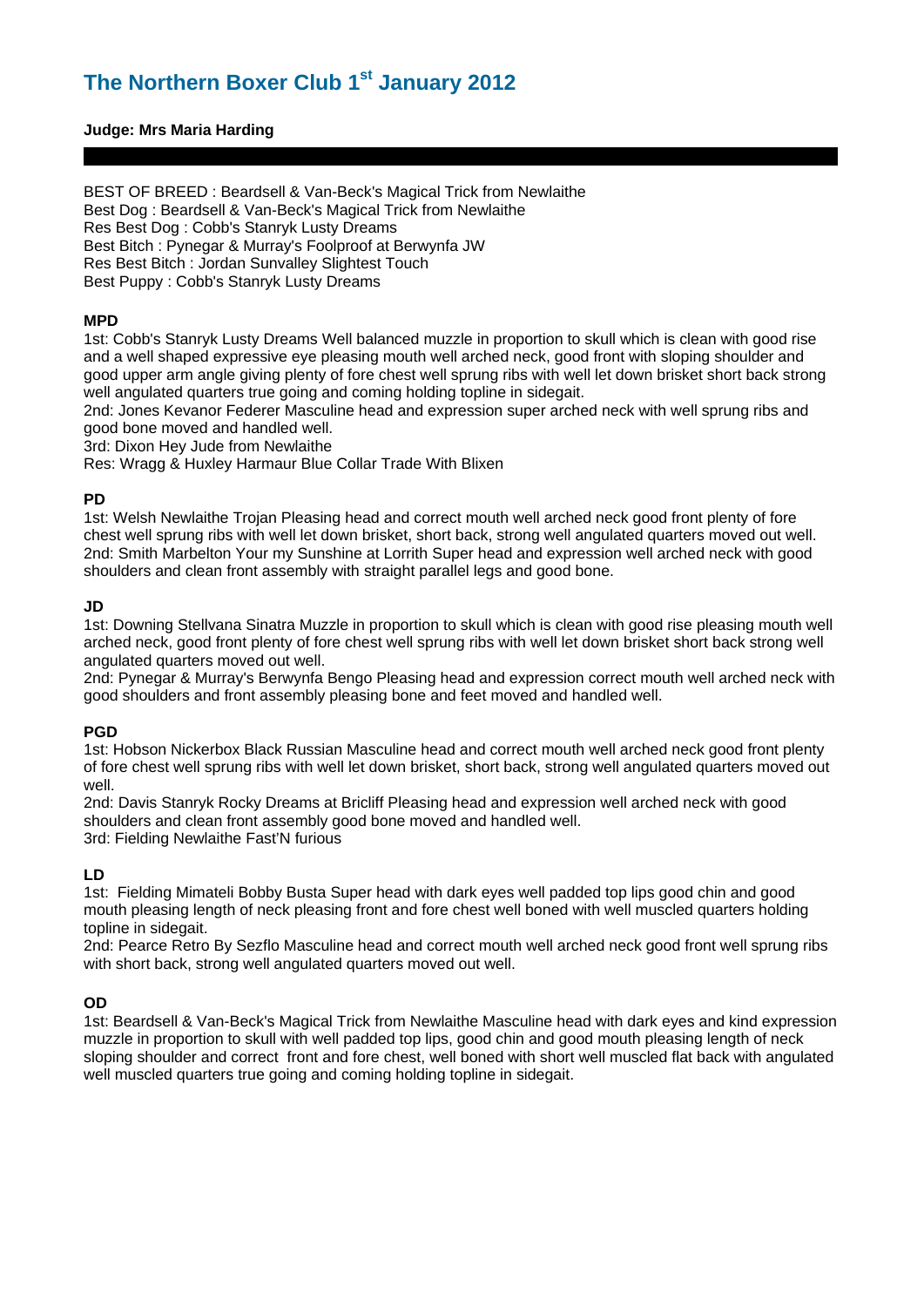# The Northern Boxer Club 1st January 2012

**Judge: Mrs Maria Harding**

BEST OF BREED : Beardsell & Van-Beck's Magical Trick from Newlaithe
Best Dog : Beardsell & Van-Beck's Magical Trick from Newlaithe
Res Best Dog : Cobb's Stanryk Lusty Dreams
Best Bitch : Pynegar & Murray's Foolproof at Berwynfa JW
Res Best Bitch : Jordan Sunvalley Slightest Touch
Best Puppy : Cobb's Stanryk Lusty Dreams

**MPD**

1st: Cobb's Stanryk Lusty Dreams Well balanced muzzle in proportion to skull which is clean with good rise and a well shaped expressive eye pleasing mouth well arched neck, good front with sloping shoulder and good upper arm angle giving plenty of fore chest well sprung ribs with well let down brisket short back strong well angulated quarters true going and coming holding topline in sidegait.
2nd: Jones Kevanor Federer Masculine head and expression super arched neck with well sprung ribs and good bone moved and handled well.
3rd: Dixon Hey Jude from Newlaithe
Res: Wragg & Huxley Harmaur Blue Collar Trade With Blixen

**PD**

1st: Welsh Newlaithe Trojan Pleasing head and correct mouth well arched neck good front plenty of fore chest well sprung ribs with well let down brisket, short back, strong well angulated quarters moved out well.
2nd: Smith Marbelton Your my Sunshine at Lorrith Super head and expression well arched neck with good shoulders and clean front assembly with straight parallel legs and good bone.

**JD**

1st: Downing Stellvana Sinatra Muzzle in proportion to skull which is clean with good rise pleasing mouth well arched neck, good front plenty of fore chest well sprung ribs with well let down brisket short back strong well angulated quarters moved out well.
2nd: Pynegar & Murray's Berwynfa Bengo Pleasing head and expression correct mouth well arched neck with good shoulders and front assembly pleasing bone and feet moved and handled well.

**PGD**

1st: Hobson Nickerbox Black Russian Masculine head and correct mouth well arched neck good front plenty of fore chest well sprung ribs with well let down brisket, short back, strong well angulated quarters moved out well.
2nd: Davis Stanryk Rocky Dreams at Bricliff Pleasing head and expression well arched neck with good shoulders and clean front assembly good bone moved and handled well.
3rd: Fielding Newlaithe Fast'N furious

**LD**

1st: Fielding Mimateli Bobby Busta Super head with dark eyes well padded top lips good chin and good mouth pleasing length of neck pleasing front and fore chest well boned with well muscled quarters holding topline in sidegait.
2nd: Pearce Retro By Sezflo Masculine head and correct mouth well arched neck good front well sprung ribs with short back, strong well angulated quarters moved out well.

**OD**

1st: Beardsell & Van-Beck's Magical Trick from Newlaithe Masculine head with dark eyes and kind expression muzzle in proportion to skull with well padded top lips, good chin and good mouth pleasing length of neck sloping shoulder and correct front and fore chest, well boned with short well muscled flat back with angulated well muscled quarters true going and coming holding topline in sidegait.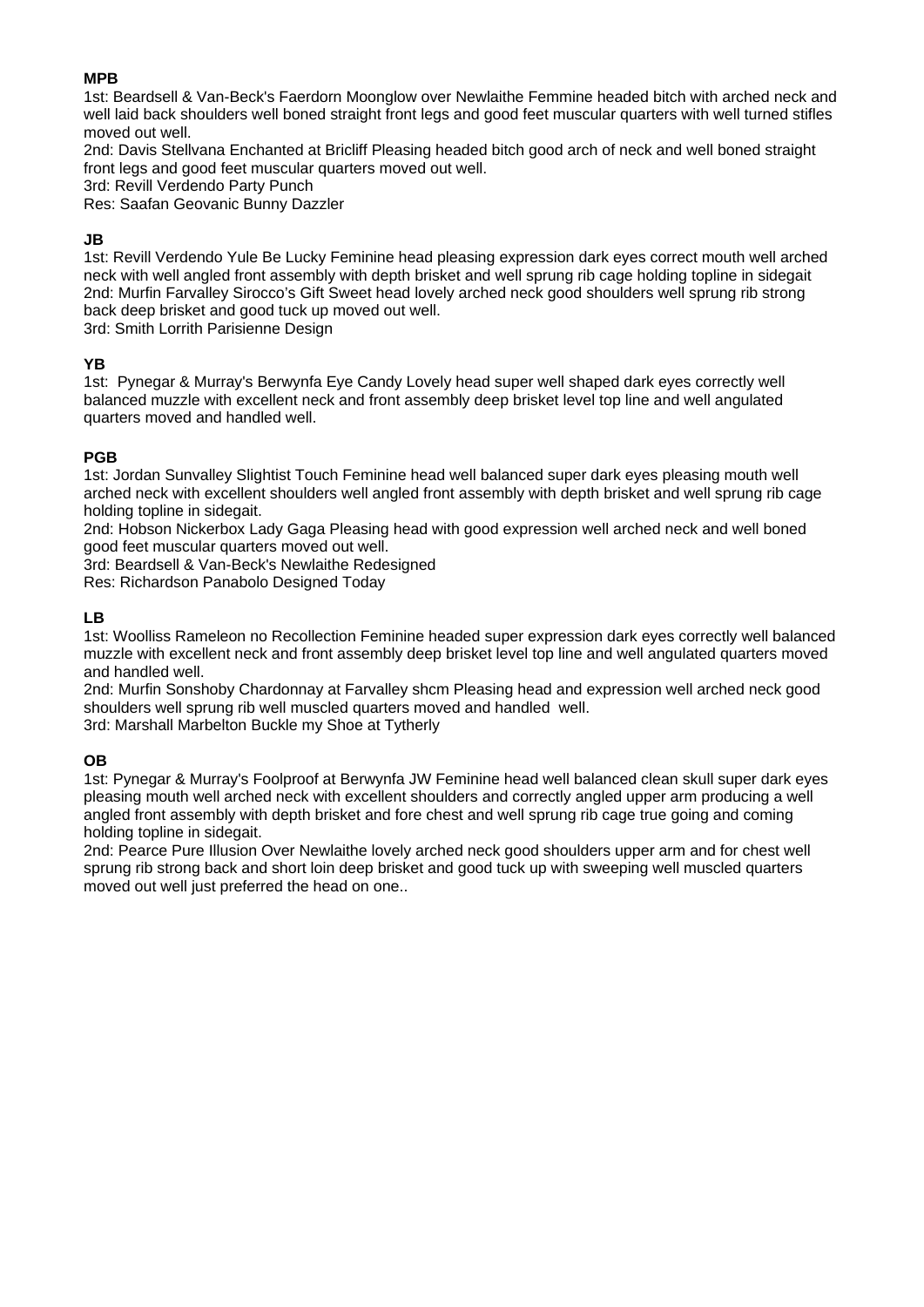**MPB**

1st: Beardsell & Van-Beck's Faerdorn Moonglow over Newlaithe Femmine headed bitch with arched neck and well laid back shoulders well boned straight front legs and good feet muscular quarters with well turned stifles moved out well.

2nd: Davis Stellvana Enchanted at Bricliff Pleasing headed bitch good arch of neck and well boned straight front legs and good feet muscular quarters moved out well.

3rd: Revill Verdendo Party Punch

Res: Saafan Geovanic Bunny Dazzler

**JB**

1st: Revill Verdendo Yule Be Lucky Feminine head pleasing expression dark eyes correct mouth well arched neck with well angled front assembly with depth brisket and well sprung rib cage holding topline in sidegait

2nd: Murfin Farvalley Sirocco's Gift Sweet head lovely arched neck good shoulders well sprung rib strong back deep brisket and good tuck up moved out well.

3rd: Smith Lorrith Parisienne Design

**YB**

1st: Pynegar & Murray's Berwynfa Eye Candy Lovely head super well shaped dark eyes correctly well balanced muzzle with excellent neck and front assembly deep brisket level top line and well angulated quarters moved and handled well.

**PGB**

1st: Jordan Sunvalley Slightist Touch Feminine head well balanced super dark eyes pleasing mouth well arched neck with excellent shoulders well angled front assembly with depth brisket and well sprung rib cage holding topline in sidegait.

2nd: Hobson Nickerbox Lady Gaga Pleasing head with good expression well arched neck and well boned good feet muscular quarters moved out well.

3rd: Beardsell & Van-Beck's Newlaithe Redesigned

Res: Richardson Panabolo Designed Today

**LB**

1st: Woolliss Rameleon no Recollection Feminine headed super expression dark eyes correctly well balanced muzzle with excellent neck and front assembly deep brisket level top line and well angulated quarters moved and handled well.

2nd: Murfin Sonshoby Chardonnay at Farvalley shcm Pleasing head and expression well arched neck good shoulders well sprung rib well muscled quarters moved and handled well.

3rd: Marshall Marbelton Buckle my Shoe at Tytherly

**OB**

1st: Pynegar & Murray's Foolproof at Berwynfa JW Feminine head well balanced clean skull super dark eyes pleasing mouth well arched neck with excellent shoulders and correctly angled upper arm producing a well angled front assembly with depth brisket and fore chest and well sprung rib cage true going and coming holding topline in sidegait.

2nd: Pearce Pure Illusion Over Newlaithe lovely arched neck good shoulders upper arm and for chest well sprung rib strong back and short loin deep brisket and good tuck up with sweeping well muscled quarters moved out well just preferred the head on one..